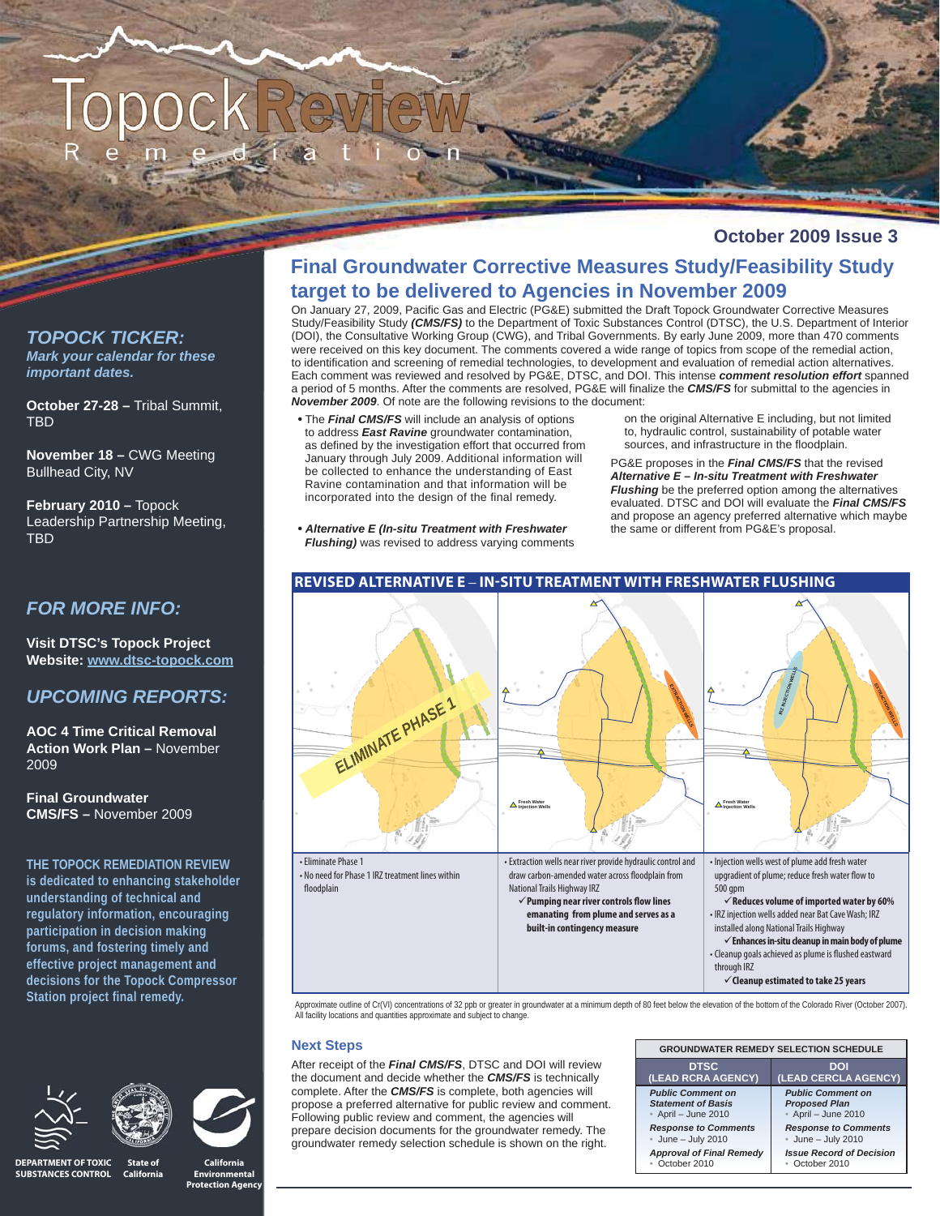# Topock Review Remediation

**October 2009 Issue 3**

## Final Groundwater Corrective Measures Study/Feasibility Study target to be delivered to Agencies in November 2009

On January 27, 2009, Pacific Gas and Electric (PG&E) submitted the Draft Topock Groundwater Corrective Measures Study/Feasibility Study ***(CMS/FS)*** to the Department of Toxic Substances Control (DTSC), the U.S. Department of Interior (DOI), the Consultative Working Group (CWG), and Tribal Governments. By early June 2009, more than 470 comments were received on this key document. The comments covered a wide range of topics from scope of the remedial action, to identification and screening of remedial technologies, to development and evaluation of remedial action alternatives. Each comment was reviewed and resolved by PG&E, DTSC, and DOI. This intense ***comment resolution effort*** spanned a period of 5 months. After the comments are resolved, PG&E will finalize the ***CMS/FS*** for submittal to the agencies in ***November 2009***. Of note are the following revisions to the document:

- The ***Final CMS/FS*** will include an analysis of options to address ***East Ravine*** groundwater contamination, as defined by the investigation effort that occurred from January through July 2009. Additional information will be collected to enhance the understanding of East Ravine contamination and that information will be incorporated into the design of the final remedy.
- ***Alternative E (In-situ Treatment with Freshwater Flushing)*** was revised to address varying comments on the original Alternative E including, but not limited to, hydraulic control, sustainability of potable water sources, and infrastructure in the floodplain.

PG&E proposes in the ***Final CMS/FS*** that the revised ***Alternative E – In-situ Treatment with Freshwater Flushing*** be the preferred option among the alternatives evaluated. DTSC and DOI will evaluate the ***Final CMS/FS*** and propose an agency preferred alternative which maybe the same or different from PG&E's proposal.

### REVISED ALTERNATIVE E – IN-SITU TREATMENT WITH FRESHWATER FLUSHING

| | | |
|---|---|---|
| • Eliminate Phase 1<br>• No need for Phase 1 IRZ treatment lines within floodplain | • Extraction wells near river provide hydraulic control and draw carbon-amended water across floodplain from National Trails Highway IRZ<br>✓ **Pumping near river controls flow lines emanating from plume and serves as a built-in contingency measure** | • Injection wells west of plume add fresh water upgradient of plume; reduce fresh water flow to 500 gpm<br>✓ **Reduces volume of imported water by 60%**<br>• IRZ injection wells added near Bat Cave Wash; IRZ installed along National Trails Highway<br>✓ **Enhances in-situ cleanup in main body of plume**<br>• Cleanup goals achieved as plume is flushed eastward through IRZ<br>✓ **Cleanup estimated to take 25 years** |

Approximate outline of Cr(VI) concentrations of 32 ppb or greater in groundwater at a minimum depth of 80 feet below the elevation of the bottom of the Colorado River (October 2007). All facility locations and quantities approximate and subject to change.

### Next Steps

After receipt of the ***Final CMS/FS***, DTSC and DOI will review the document and decide whether the ***CMS/FS*** is technically complete. After the ***CMS/FS*** is complete, both agencies will propose a preferred alternative for public review and comment. Following public review and comment, the agencies will prepare decision documents for the groundwater remedy. The groundwater remedy selection schedule is shown on the right.

| GROUNDWATER REMEDY SELECTION SCHEDULE | |
|---|---|
| **DTSC (LEAD RCRA AGENCY)** | **DOI (LEAD CERCLA AGENCY)** |
| ***Public Comment on Statement of Basis*** • April – June 2010 | ***Public Comment on Proposed Plan*** • April – June 2010 |
| ***Response to Comments*** • June – July 2010 | ***Response to Comments*** • June – July 2010 |
| ***Approval of Final Remedy*** • October 2010 | ***Issue Record of Decision*** • October 2010 |

### *TOPOCK TICKER:*

***Mark your calendar for these important dates.***

**October 27-28 –** Tribal Summit, TBD

**November 18 –** CWG Meeting Bullhead City, NV

**February 2010 –** Topock Leadership Partnership Meeting, TBD

### *FOR MORE INFO:*

**Visit DTSC's Topock Project Website: www.dtsc-topock.com**

### *UPCOMING REPORTS:*

**AOC 4 Time Critical Removal Action Work Plan –** November 2009

**Final Groundwater CMS/FS –** November 2009

**THE TOPOCK REMEDIATION REVIEW is dedicated to enhancing stakeholder understanding of technical and regulatory information, encouraging participation in decision making forums, and fostering timely and effective project management and decisions for the Topock Compressor Station project final remedy.**

DEPARTMENT OF TOXIC SUBSTANCES CONTROL | State of California | California Environmental Protection Agency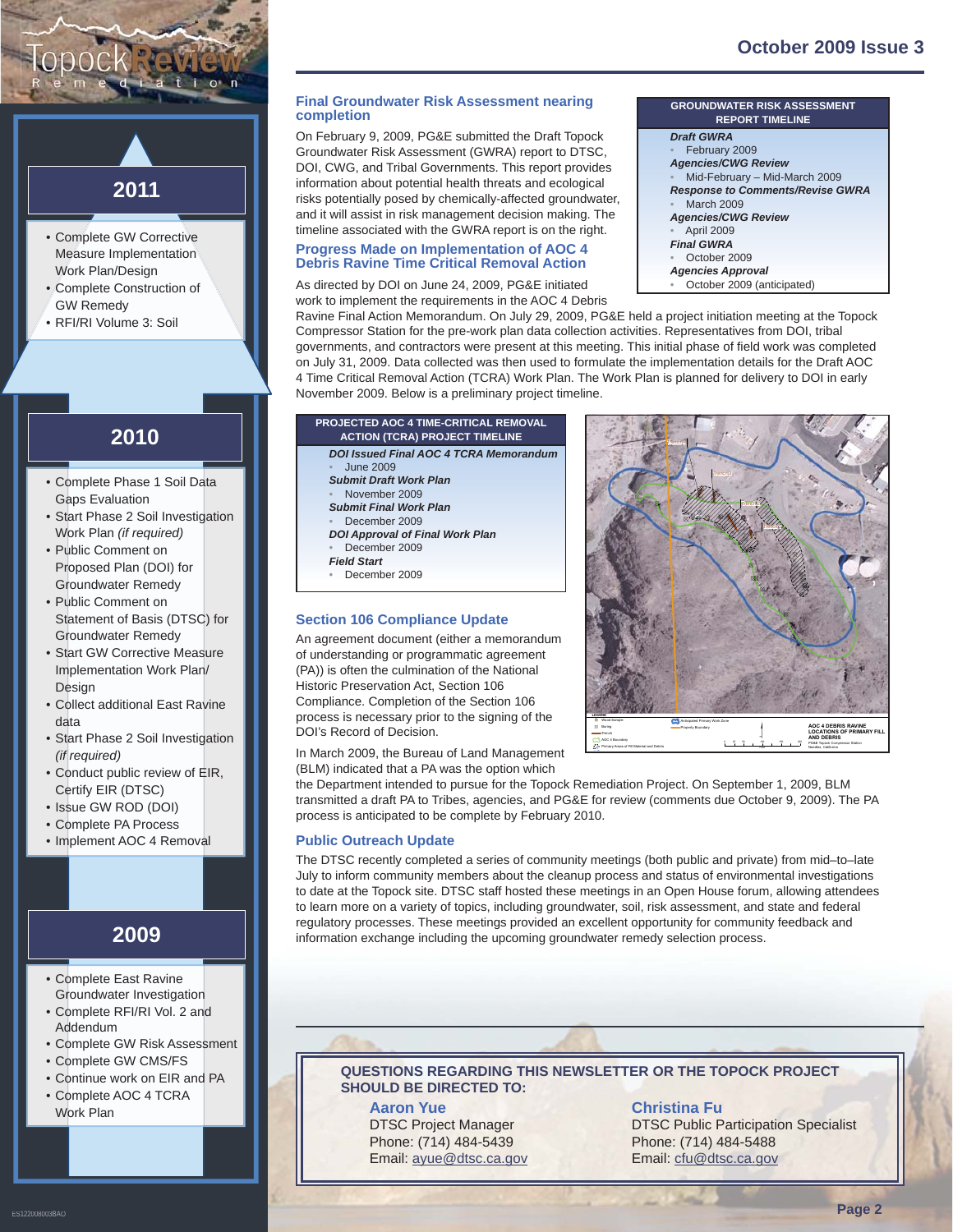## 2011

- Complete GW Corrective Measure Implementation Work Plan/Design
- Complete Construction of GW Remedy
- RFI/RI Volume 3: Soil

## 2010

- Complete Phase 1 Soil Data Gaps Evaluation
- Start Phase 2 Soil Investigation Work Plan *(if required)*
- Public Comment on Proposed Plan (DOI) for Groundwater Remedy
- Public Comment on Statement of Basis (DTSC) for Groundwater Remedy
- Start GW Corrective Measure Implementation Work Plan/ Design
- Collect additional East Ravine data
- Start Phase 2 Soil Investigation *(if required)*
- Conduct public review of EIR, Certify EIR (DTSC)
- Issue GW ROD (DOI)
- Complete PA Process
- Implement AOC 4 Removal

## 2009

- Complete East Ravine Groundwater Investigation
- Complete RFI/RI Vol. 2 and Addendum
- Complete GW Risk Assessment
- Complete GW CMS/FS
- Continue work on EIR and PA
- Complete AOC 4 TCRA Work Plan

## Final Groundwater Risk Assessment nearing completion

On February 9, 2009, PG&E submitted the Draft Topock Groundwater Risk Assessment (GWRA) report to DTSC, DOI, CWG, and Tribal Governments. This report provides information about potential health threats and ecological risks potentially posed by chemically-affected groundwater, and it will assist in risk management decision making. The timeline associated with the GWRA report is on the right.

**GROUNDWATER RISK ASSESSMENT REPORT TIMELINE**

***Draft GWRA***
- February 2009

***Agencies/CWG Review***
- Mid-February – Mid-March 2009

***Response to Comments/Revise GWRA***
- March 2009

***Agencies/CWG Review***
- April 2009

***Final GWRA***
- October 2009

***Agencies Approval***
- October 2009 (anticipated)

## Progress Made on Implementation of AOC 4 Debris Ravine Time Critical Removal Action

As directed by DOI on June 24, 2009, PG&E initiated work to implement the requirements in the AOC 4 Debris Ravine Final Action Memorandum. On July 29, 2009, PG&E held a project initiation meeting at the Topock Compressor Station for the pre-work plan data collection activities. Representatives from DOI, tribal governments, and contractors were present at this meeting. This initial phase of field work was completed on July 31, 2009. Data collected was then used to formulate the implementation details for the Draft AOC 4 Time Critical Removal Action (TCRA) Work Plan. The Work Plan is planned for delivery to DOI in early November 2009. Below is a preliminary project timeline.

**PROJECTED AOC 4 TIME-CRITICAL REMOVAL ACTION (TCRA) PROJECT TIMELINE**

***DOI Issued Final AOC 4 TCRA Memorandum***
- June 2009

***Submit Draft Work Plan***
- November 2009

***Submit Final Work Plan***
- December 2009

***DOI Approval of Final Work Plan***
- December 2009

***Field Start***
- December 2009

AOC 4 DEBRIS RAVINE LOCATIONS OF PRIMARY FILL AND DEBRIS

## Section 106 Compliance Update

An agreement document (either a memorandum of understanding or programmatic agreement (PA)) is often the culmination of the National Historic Preservation Act, Section 106 Compliance. Completion of the Section 106 process is necessary prior to the signing of the DOI's Record of Decision.

In March 2009, the Bureau of Land Management (BLM) indicated that a PA was the option which the Department intended to pursue for the Topock Remediation Project. On September 1, 2009, BLM transmitted a draft PA to Tribes, agencies, and PG&E for review (comments due October 9, 2009). The PA process is anticipated to be complete by February 2010.

## Public Outreach Update

The DTSC recently completed a series of community meetings (both public and private) from mid–to–late July to inform community members about the cleanup process and status of environmental investigations to date at the Topock site. DTSC staff hosted these meetings in an Open House forum, allowing attendees to learn more on a variety of topics, including groundwater, soil, risk assessment, and state and federal regulatory processes. These meetings provided an excellent opportunity for community feedback and information exchange including the upcoming groundwater remedy selection process.

**QUESTIONS REGARDING THIS NEWSLETTER OR THE TOPOCK PROJECT SHOULD BE DIRECTED TO:**

**Aaron Yue**
DTSC Project Manager
Phone: (714) 484-5439
Email: ayue@dtsc.ca.gov

**Christina Fu**
DTSC Public Participation Specialist
Phone: (714) 484-5488
Email: cfu@dtsc.ca.gov

ES122008003BAO